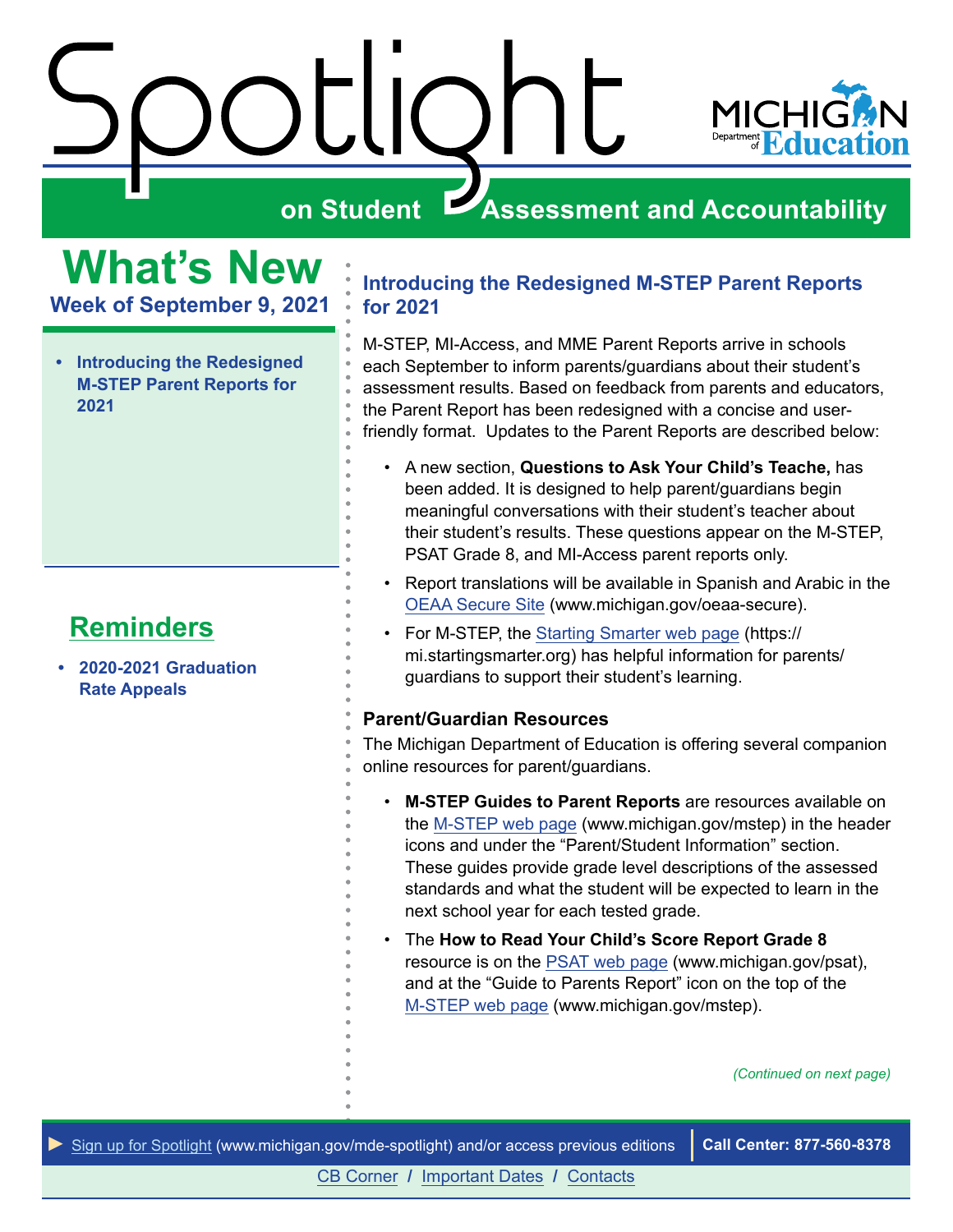# Spotlight on Student Assessment and Accountability

MICHIGAN Department of Education

## What's New

**Week of September 9, 2021**

- **Introducing the Redesigned M-STEP Parent Reports for 2021**

## Reminders

- **2020-2021 Graduation Rate Appeals**

## Introducing the Redesigned M-STEP Parent Reports for 2021

M-STEP, MI-Access, and MME Parent Reports arrive in schools each September to inform parents/guardians about their student's assessment results. Based on feedback from parents and educators, the Parent Report has been redesigned with a concise and user-friendly format. Updates to the Parent Reports are described below:

- A new section, **Questions to Ask Your Child's Teache,** has been added. It is designed to help parent/guardians begin meaningful conversations with their student's teacher about their student's results. These questions appear on the M-STEP, PSAT Grade 8, and MI-Access parent reports only.
- Report translations will be available in Spanish and Arabic in the OEAA Secure Site (www.michigan.gov/oeaa-secure).
- For M-STEP, the Starting Smarter web page (https://mi.startingsmarter.org) has helpful information for parents/guardians to support their student's learning.

### Parent/Guardian Resources

The Michigan Department of Education is offering several companion online resources for parent/guardians.

- **M-STEP Guides to Parent Reports** are resources available on the M-STEP web page (www.michigan.gov/mstep) in the header icons and under the "Parent/Student Information" section. These guides provide grade level descriptions of the assessed standards and what the student will be expected to learn in the next school year for each tested grade.
- The **How to Read Your Child's Score Report Grade 8** resource is on the PSAT web page (www.michigan.gov/psat), and at the "Guide to Parents Report" icon on the top of the M-STEP web page (www.michigan.gov/mstep).

*(Continued on next page)*

► Sign up for Spotlight (www.michigan.gov/mde-spotlight) and/or access previous editions | **Call Center: 877-560-8378**

CB Corner / Important Dates / Contacts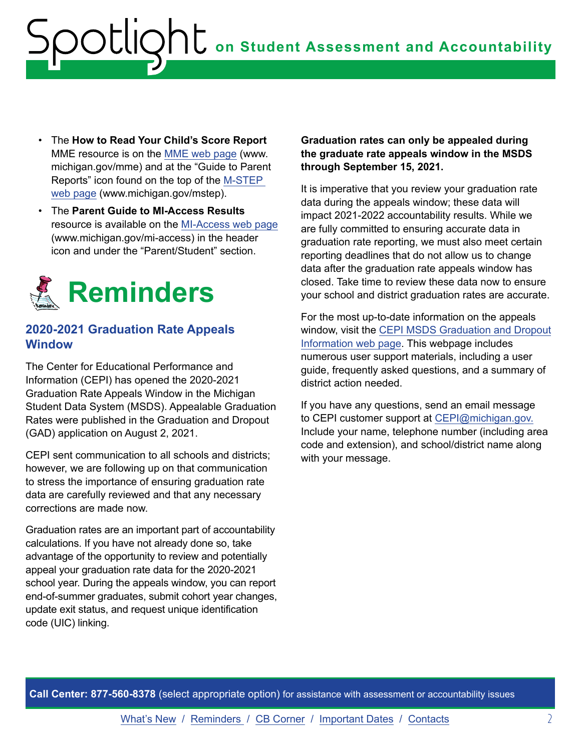- The **How to Read Your Child's Score Report** MME resource is on the MME web page (www.michigan.gov/mme) and at the "Guide to Parent Reports" icon found on the top of the M-STEP web page (www.michigan.gov/mstep).
- The **Parent Guide to MI-Access Results** resource is available on the MI-Access web page (www.michigan.gov/mi-access) in the header icon and under the "Parent/Student" section.

# Reminders

## 2020-2021 Graduation Rate Appeals Window

The Center for Educational Performance and Information (CEPI) has opened the 2020-2021 Graduation Rate Appeals Window in the Michigan Student Data System (MSDS). Appealable Graduation Rates were published in the Graduation and Dropout (GAD) application on August 2, 2021.

CEPI sent communication to all schools and districts; however, we are following up on that communication to stress the importance of ensuring graduation rate data are carefully reviewed and that any necessary corrections are made now.

Graduation rates are an important part of accountability calculations. If you have not already done so, take advantage of the opportunity to review and potentially appeal your graduation rate data for the 2020-2021 school year. During the appeals window, you can report end-of-summer graduates, submit cohort year changes, update exit status, and request unique identification code (UIC) linking.

**Graduation rates can only be appealed during the graduate rate appeals window in the MSDS through September 15, 2021.**

It is imperative that you review your graduation rate data during the appeals window; these data will impact 2021-2022 accountability results. While we are fully committed to ensuring accurate data in graduation rate reporting, we must also meet certain reporting deadlines that do not allow us to change data after the graduation rate appeals window has closed. Take time to review these data now to ensure your school and district graduation rates are accurate.

For the most up-to-date information on the appeals window, visit the CEPI MSDS Graduation and Dropout Information web page. This webpage includes numerous user support materials, including a user guide, frequently asked questions, and a summary of district action needed.

If you have any questions, send an email message to CEPI customer support at CEPI@michigan.gov. Include your name, telephone number (including area code and extension), and school/district name along with your message.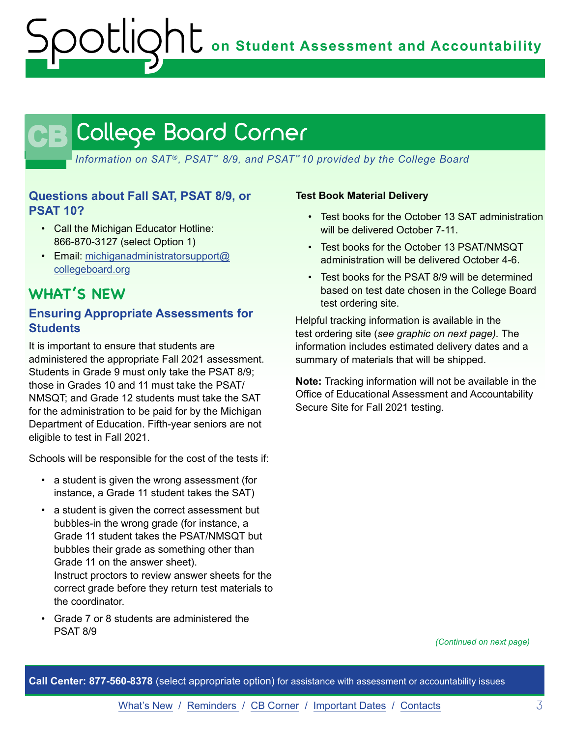# CB College Board Corner

*Information on SAT®, PSAT™ 8/9, and PSAT™ 10 provided by the College Board*

### Questions about Fall SAT, PSAT 8/9, or PSAT 10?

- Call the Michigan Educator Hotline: 866-870-3127 (select Option 1)
- Email: michiganadministratorsupport@collegeboard.org

## WHAT'S NEW

### Ensuring Appropriate Assessments for Students

It is important to ensure that students are administered the appropriate Fall 2021 assessment. Students in Grade 9 must only take the PSAT 8/9; those in Grades 10 and 11 must take the PSAT/NMSQT; and Grade 12 students must take the SAT for the administration to be paid for by the Michigan Department of Education. Fifth-year seniors are not eligible to test in Fall 2021.

Schools will be responsible for the cost of the tests if:

- a student is given the wrong assessment (for instance, a Grade 11 student takes the SAT)
- a student is given the correct assessment but bubbles-in the wrong grade (for instance, a Grade 11 student takes the PSAT/NMSQT but bubbles their grade as something other than Grade 11 on the answer sheet). Instruct proctors to review answer sheets for the correct grade before they return test materials to the coordinator.
- Grade 7 or 8 students are administered the PSAT 8/9

**Test Book Material Delivery**

- Test books for the October 13 SAT administration will be delivered October 7-11.
- Test books for the October 13 PSAT/NMSQT administration will be delivered October 4-6.
- Test books for the PSAT 8/9 will be determined based on test date chosen in the College Board test ordering site.

Helpful tracking information is available in the test ordering site (*see graphic on next page).* The information includes estimated delivery dates and a summary of materials that will be shipped.

**Note:** Tracking information will not be available in the Office of Educational Assessment and Accountability Secure Site for Fall 2021 testing.

*(Continued on next page)*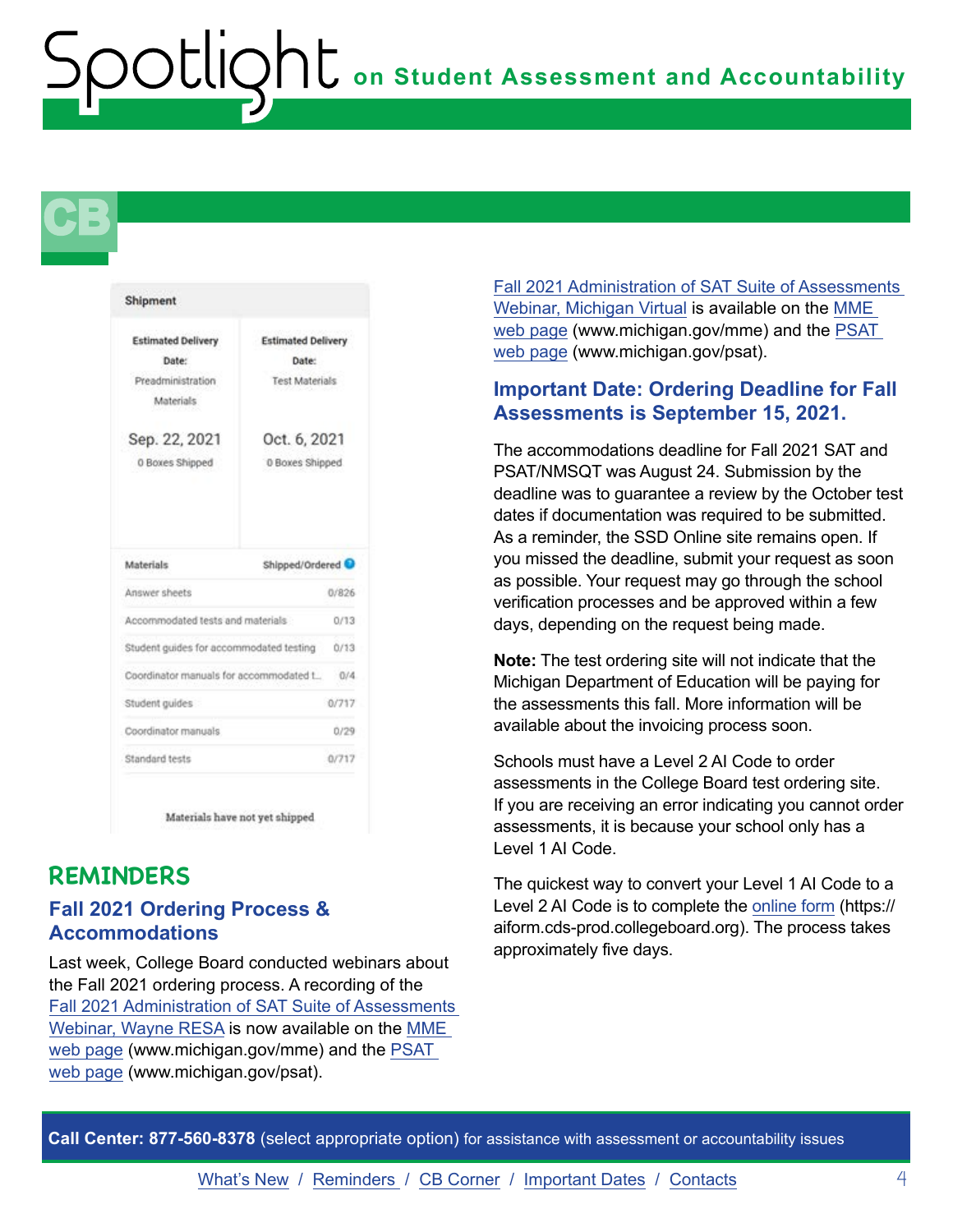# CB

| Shipment | |
|---|---|
| Estimated Delivery Date: Preadministration Materials | Estimated Delivery Date: Test Materials |
| Sep. 22, 2021 | Oct. 6, 2021 |
| 0 Boxes Shipped | 0 Boxes Shipped |

| Materials | Shipped/Ordered |
|---|---|
| Answer sheets | 0/826 |
| Accommodated tests and materials | 0/13 |
| Student guides for accommodated testing | 0/13 |
| Coordinator manuals for accommodated t... | 0/4 |
| Student guides | 0/717 |
| Coordinator manuals | 0/29 |
| Standard tests | 0/717 |

Materials have not yet shipped

## REMINDERS

### Fall 2021 Ordering Process & Accommodations

Last week, College Board conducted webinars about the Fall 2021 ordering process. A recording of the Fall 2021 Administration of SAT Suite of Assessments Webinar, Wayne RESA is now available on the MME web page (www.michigan.gov/mme) and the PSAT web page (www.michigan.gov/psat).

Fall 2021 Administration of SAT Suite of Assessments Webinar, Michigan Virtual is available on the MME web page (www.michigan.gov/mme) and the PSAT web page (www.michigan.gov/psat).

### Important Date: Ordering Deadline for Fall Assessments is September 15, 2021.

The accommodations deadline for Fall 2021 SAT and PSAT/NMSQT was August 24. Submission by the deadline was to guarantee a review by the October test dates if documentation was required to be submitted. As a reminder, the SSD Online site remains open. If you missed the deadline, submit your request as soon as possible. Your request may go through the school verification processes and be approved within a few days, depending on the request being made.

**Note:** The test ordering site will not indicate that the Michigan Department of Education will be paying for the assessments this fall. More information will be available about the invoicing process soon.

Schools must have a Level 2 AI Code to order assessments in the College Board test ordering site. If you are receiving an error indicating you cannot order assessments, it is because your school only has a Level 1 AI Code.

The quickest way to convert your Level 1 AI Code to a Level 2 AI Code is to complete the online form (https://aiform.cds-prod.collegeboard.org). The process takes approximately five days.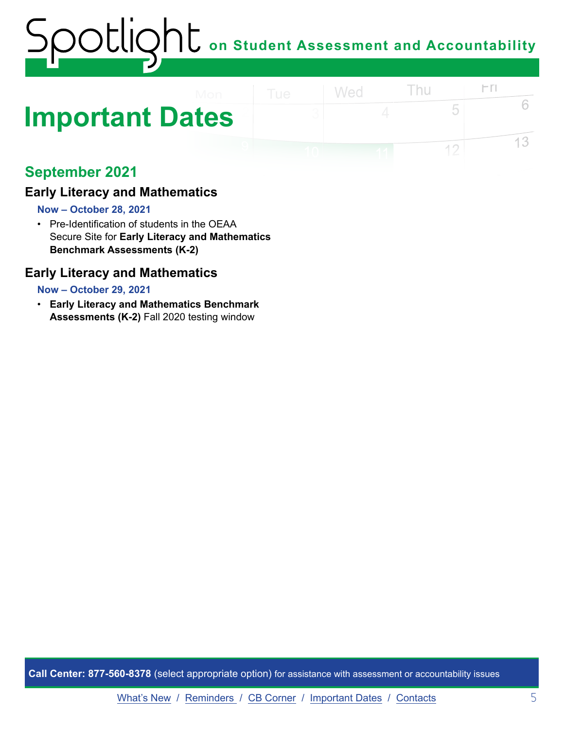# Important Dates

## September 2021

### Early Literacy and Mathematics

**Now – October 28, 2021**

- Pre-Identification of students in the OEAA Secure Site for **Early Literacy and Mathematics Benchmark Assessments (K-2)**

### Early Literacy and Mathematics

**Now – October 29, 2021**

- **Early Literacy and Mathematics Benchmark Assessments (K-2)** Fall 2020 testing window

**Call Center: 877-560-8378** (select appropriate option) for assistance with assessment or accountability issues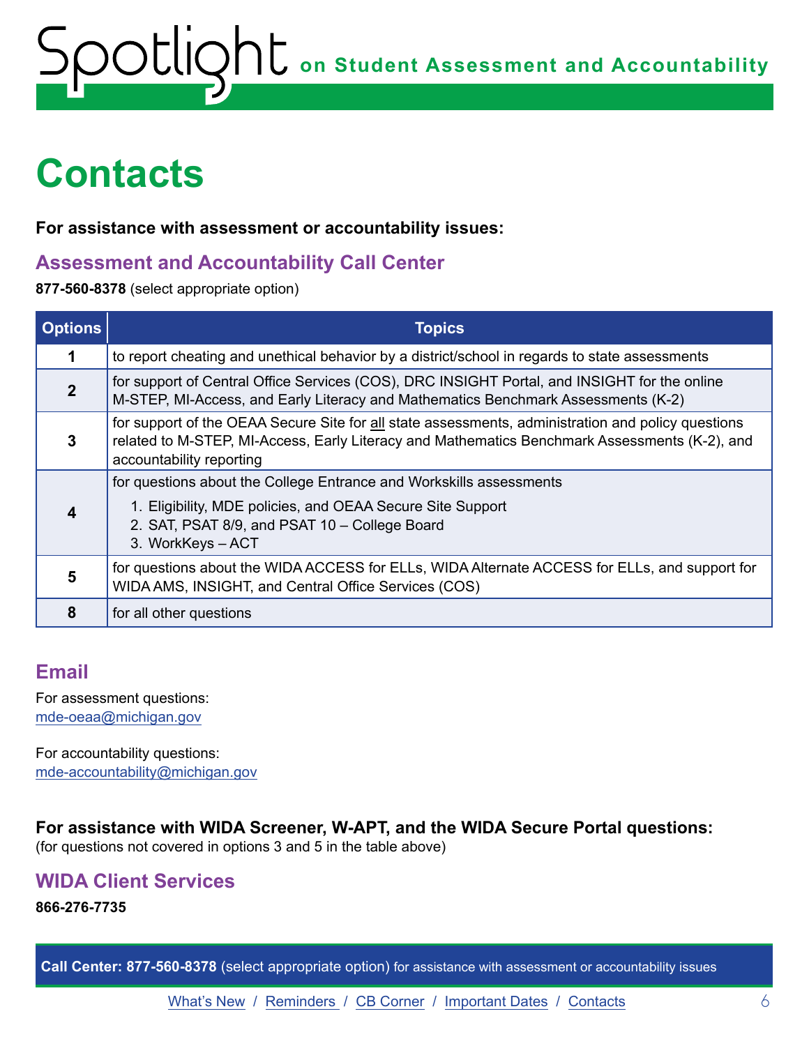# Contacts

**For assistance with assessment or accountability issues:**

## Assessment and Accountability Call Center

**877-560-8378** (select appropriate option)

| Options | Topics |
|---|---|
| **1** | to report cheating and unethical behavior by a district/school in regards to state assessments |
| **2** | for support of Central Office Services (COS), DRC INSIGHT Portal, and INSIGHT for the online M-STEP, MI-Access, and Early Literacy and Mathematics Benchmark Assessments (K-2) |
| **3** | for support of the OEAA Secure Site for all state assessments, administration and policy questions related to M-STEP, MI-Access, Early Literacy and Mathematics Benchmark Assessments (K-2), and accountability reporting |
| **4** | for questions about the College Entrance and Workskills assessments<br>1. Eligibility, MDE policies, and OEAA Secure Site Support<br>2. SAT, PSAT 8/9, and PSAT 10 – College Board<br>3. WorkKeys – ACT |
| **5** | for questions about the WIDA ACCESS for ELLs, WIDA Alternate ACCESS for ELLs, and support for WIDA AMS, INSIGHT, and Central Office Services (COS) |
| **8** | for all other questions |

## Email

For assessment questions:
mde-oeaa@michigan.gov

For accountability questions:
mde-accountability@michigan.gov

**For assistance with WIDA Screener, W-APT, and the WIDA Secure Portal questions:**
(for questions not covered in options 3 and 5 in the table above)

## WIDA Client Services

**866-276-7735**